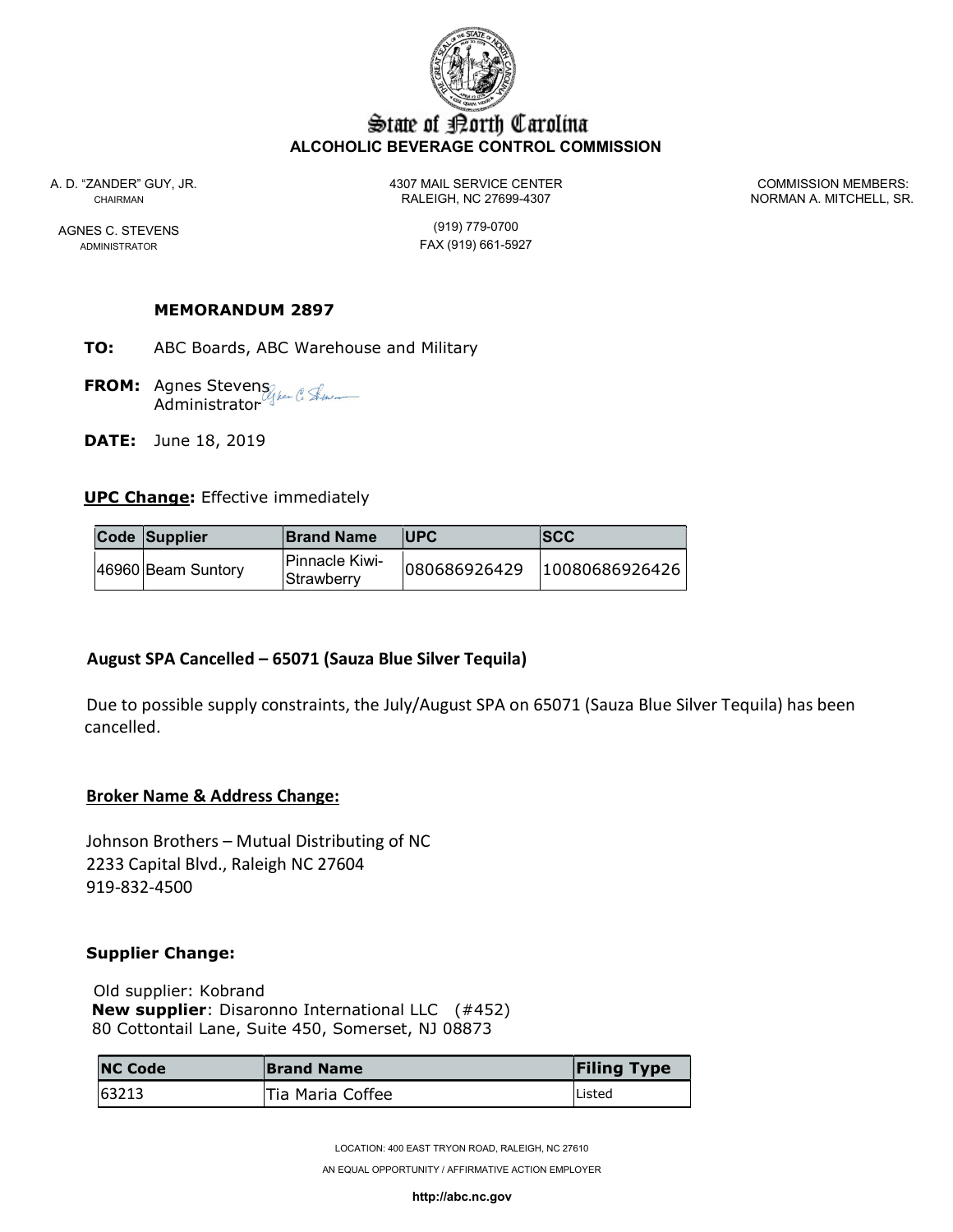# State of North Carolina
## ALCOHOLIC BEVERAGE CONTROL COMMISSION

A. D. "ZANDER" GUY, JR.
CHAIRMAN

AGNES C. STEVENS
ADMINISTRATOR

4307 MAIL SERVICE CENTER
RALEIGH, NC 27699-4307

(919) 779-0700
FAX (919) 661-5927

COMMISSION MEMBERS:
NORMAN A. MITCHELL, SR.

**MEMORANDUM 2897**

**TO:** ABC Boards, ABC Warehouse and Military

**FROM:** Agnes Stevens
Administrator

**DATE:** June 18, 2019

**UPC Change:** Effective immediately

| Code | Supplier | Brand Name | UPC | SCC |
|---|---|---|---|---|
| 46960 | Beam Suntory | Pinnacle Kiwi-Strawberry | 080686926429 | 10080686926426 |

**August SPA Cancelled – 65071 (Sauza Blue Silver Tequila)**

Due to possible supply constraints, the July/August SPA on 65071 (Sauza Blue Silver Tequila) has been cancelled.

**Broker Name & Address Change:**

Johnson Brothers – Mutual Distributing of NC
2233 Capital Blvd., Raleigh NC 27604
919-832-4500

**Supplier Change:**

Old supplier: Kobrand
**New supplier**: Disaronno International LLC (#452)
80 Cottontail Lane, Suite 450, Somerset, NJ 08873

| NC Code | Brand Name | Filing Type |
|---|---|---|
| 63213 | Tia Maria Coffee | Listed |

LOCATION: 400 EAST TRYON ROAD, RALEIGH, NC 27610

AN EQUAL OPPORTUNITY / AFFIRMATIVE ACTION EMPLOYER

http://abc.nc.gov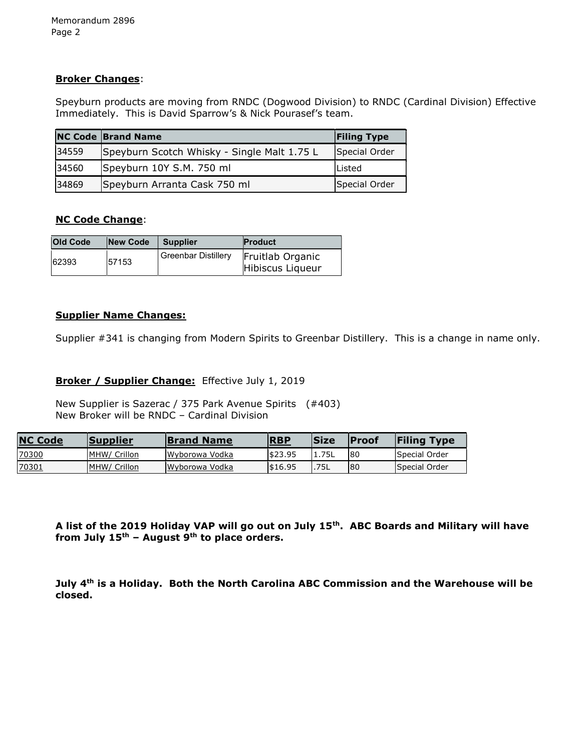**Broker Changes**:

Speyburn products are moving from RNDC (Dogwood Division) to RNDC (Cardinal Division) Effective Immediately. This is David Sparrow's & Nick Pourasef's team.

| NC Code | Brand Name | Filing Type |
|---|---|---|
| 34559 | Speyburn Scotch Whisky - Single Malt 1.75 L | Special Order |
| 34560 | Speyburn 10Y S.M. 750 ml | Listed |
| 34869 | Speyburn Arranta Cask 750 ml | Special Order |

**NC Code Change**:

| Old Code | New Code | Supplier | Product |
|---|---|---|---|
| 62393 | 57153 | Greenbar Distillery | Fruitlab Organic Hibiscus Liqueur |

**Supplier Name Changes:**

Supplier #341 is changing from Modern Spirits to Greenbar Distillery. This is a change in name only.

**Broker / Supplier Change:** Effective July 1, 2019

New Supplier is Sazerac / 375 Park Avenue Spirits (#403)
New Broker will be RNDC – Cardinal Division

| NC Code | Supplier | Brand Name | RBP | Size | Proof | Filing Type |
|---|---|---|---|---|---|---|
| 70300 | MHW/ Crillon | Wyborowa Vodka | $23.95 | 1.75L | 80 | Special Order |
| 70301 | MHW/ Crillon | Wyborowa Vodka | $16.95 | .75L | 80 | Special Order |

**A list of the 2019 Holiday VAP will go out on July 15th. ABC Boards and Military will have from July 15th – August 9th to place orders.**

**July 4th is a Holiday. Both the North Carolina ABC Commission and the Warehouse will be closed.**